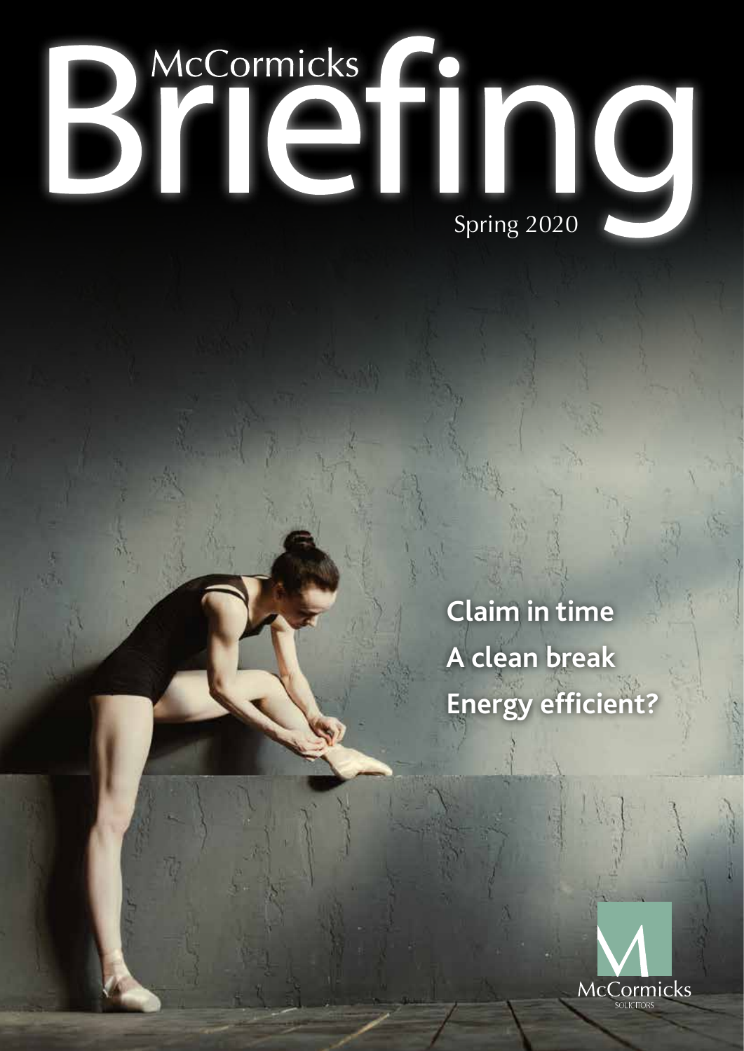# McCormicks Briefing

Spring 2020

**Claim in time**

**A clean break**

**Energy efficient?**

McCormicks
SOLICITORS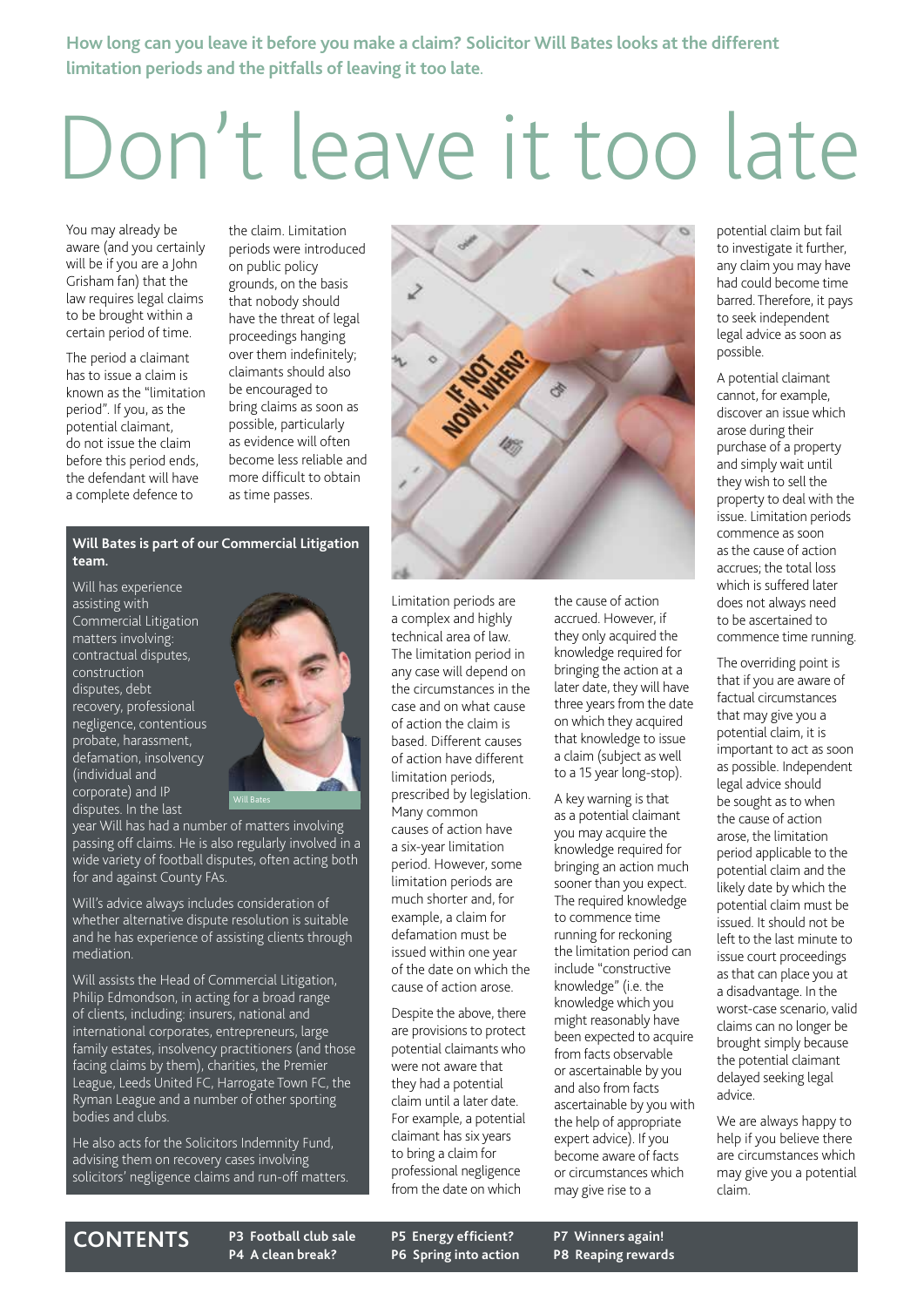**How long can you leave it before you make a claim? Solicitor Will Bates looks at the different limitation periods and the pitfalls of leaving it too late.**

# Don't leave it too late

You may already be aware (and you certainly will be if you are a John Grisham fan) that the law requires legal claims to be brought within a certain period of time.

The period a claimant has to issue a claim is known as the "limitation period". If you, as the potential claimant, do not issue the claim before this period ends, the defendant will have a complete defence to the claim. Limitation periods were introduced on public policy grounds, on the basis that nobody should have the threat of legal proceedings hanging over them indefinitely; claimants should also be encouraged to bring claims as soon as possible, particularly as evidence will often become less reliable and more difficult to obtain as time passes.

Limitation periods are a complex and highly technical area of law. The limitation period in any case will depend on the circumstances in the case and on what cause of action the claim is based. Different causes of action have different limitation periods, prescribed by legislation. Many common causes of action have a six-year limitation period. However, some limitation periods are much shorter and, for example, a claim for defamation must be issued within one year of the date on which the cause of action arose.

Despite the above, there are provisions to protect potential claimants who were not aware that they had a potential claim until a later date. For example, a potential claimant has six years to bring a claim for professional negligence from the date on which the cause of action accrued. However, if they only acquired the knowledge required for bringing the action at a later date, they will have three years from the date on which they acquired that knowledge to issue a claim (subject as well to a 15 year long-stop).

A key warning is that as a potential claimant you may acquire the knowledge required for bringing an action much sooner than you expect. The required knowledge to commence time running for reckoning the limitation period can include "constructive knowledge" (i.e. the knowledge which you might reasonably have been expected to acquire from facts observable or ascertainable by you and also from facts ascertainable by you with the help of appropriate expert advice). If you become aware of facts or circumstances which may give rise to a potential claim but fail to investigate it further, any claim you may have had could become time barred. Therefore, it pays to seek independent legal advice as soon as possible.

A potential claimant cannot, for example, discover an issue which arose during their purchase of a property and simply wait until they wish to sell the property to deal with the issue. Limitation periods commence as soon as the cause of action accrues; the total loss which is suffered later does not always need to be ascertained to commence time running.

The overriding point is that if you are aware of factual circumstances that may give you a potential claim, it is important to act as soon as possible. Independent legal advice should be sought as to when the cause of action arose, the limitation period applicable to the potential claim and the likely date by which the potential claim must be issued. It should not be left to the last minute to issue court proceedings as that can place you at a disadvantage. In the worst-case scenario, valid claims can no longer be brought simply because the potential claimant delayed seeking legal advice.

We are always happy to help if you believe there are circumstances which may give you a potential claim.

**Will Bates is part of our Commercial Litigation team.**

Will has experience assisting with Commercial Litigation matters involving: contractual disputes, construction disputes, debt recovery, professional negligence, contentious probate, harassment, defamation, insolvency (individual and corporate) and IP disputes. In the last year Will has had a number of matters involving passing off claims. He is also regularly involved in a wide variety of football disputes, often acting both for and against County FAs.

Will Bates

Will's advice always includes consideration of whether alternative dispute resolution is suitable and he has experience of assisting clients through mediation.

Will assists the Head of Commercial Litigation, Philip Edmondson, in acting for a broad range of clients, including: insurers, national and international corporates, entrepreneurs, large family estates, insolvency practitioners (and those facing claims by them), charities, the Premier League, Leeds United FC, Harrogate Town FC, the Ryman League and a number of other sporting bodies and clubs.

He also acts for the Solicitors Indemnity Fund, advising them on recovery cases involving solicitors' negligence claims and run-off matters.

## CONTENTS

- **P3 Football club sale**
- **P4 A clean break?**
- **P5 Energy efficient?**
- **P6 Spring into action**
- **P7 Winners again!**
- **P8 Reaping rewards**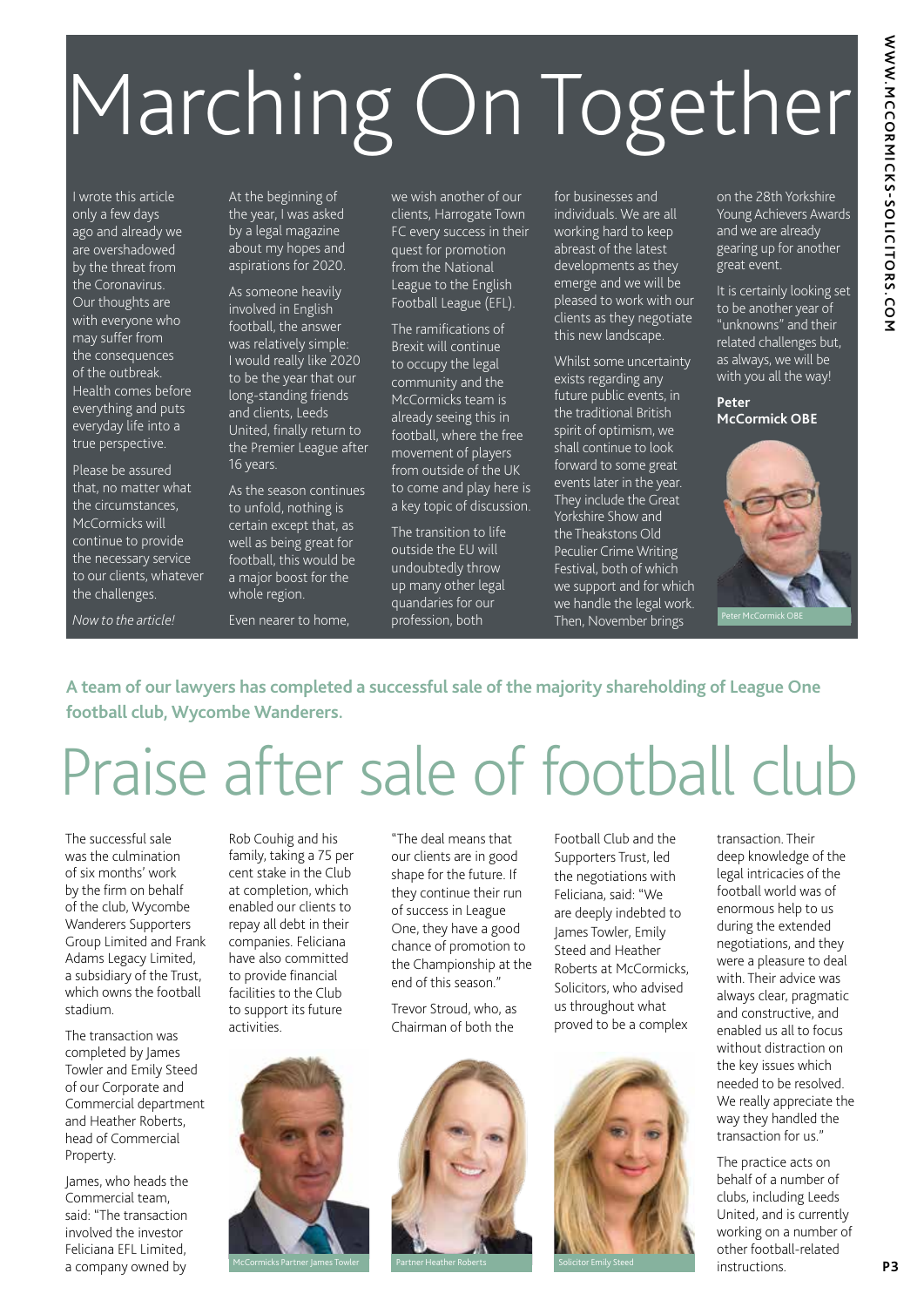# Marching On Together

I wrote this article only a few days ago and already we are overshadowed by the threat from the Coronavirus. Our thoughts are with everyone who may suffer from the consequences of the outbreak. Health comes before everything and puts everyday life into a true perspective.

Please be assured that, no matter what the circumstances, McCormicks will continue to provide the necessary service to our clients, whatever the challenges.

*Now to the article!*

At the beginning of the year, I was asked by a legal magazine about my hopes and aspirations for 2020.

As someone heavily involved in English football, the answer was relatively simple: I would really like 2020 to be the year that our long-standing friends and clients, Leeds United, finally return to the Premier League after 16 years.

As the season continues to unfold, nothing is certain except that, as well as being great for football, this would be a major boost for the whole region.

Even nearer to home, we wish another of our clients, Harrogate Town FC every success in their quest for promotion from the National League to the English Football League (EFL).

The ramifications of Brexit will continue to occupy the legal community and the McCormicks team is already seeing this in football, where the free movement of players from outside of the UK to come and play here is a key topic of discussion.

The transition to life outside the EU will undoubtedly throw up many other legal quandaries for our profession, both for businesses and individuals. We are all working hard to keep abreast of the latest developments as they emerge and we will be pleased to work with our clients as they negotiate this new landscape.

Whilst some uncertainty exists regarding any future public events, in the traditional British spirit of optimism, we shall continue to look forward to some great events later in the year. They include the Great Yorkshire Show and the Theakstons Old Peculier Crime Writing Festival, both of which we support and for which we handle the legal work. Then, November brings on the 28th Yorkshire Young Achievers Awards and we are already gearing up for another great event.

It is certainly looking set to be another year of "unknowns" and their related challenges but, as always, we will be with you all the way!

**Peter McCormick OBE**

Peter McCormick OBE

**A team of our lawyers has completed a successful sale of the majority shareholding of League One football club, Wycombe Wanderers.**

# Praise after sale of football club

The successful sale was the culmination of six months' work by the firm on behalf of the club, Wycombe Wanderers Supporters Group Limited and Frank Adams Legacy Limited, a subsidiary of the Trust, which owns the football stadium.

The transaction was completed by James Towler and Emily Steed of our Corporate and Commercial department and Heather Roberts, head of Commercial Property.

James, who heads the Commercial team, said: "The transaction involved the investor Feliciana EFL Limited, a company owned by Rob Couhig and his family, taking a 75 per cent stake in the Club at completion, which enabled our clients to repay all debt in their companies. Feliciana have also committed to provide financial facilities to the Club to support its future activities.

"The deal means that our clients are in good shape for the future. If they continue their run of success in League One, they have a good chance of promotion to the Championship at the end of this season."

Trevor Stroud, who, as Chairman of both the Football Club and the Supporters Trust, led the negotiations with Feliciana, said: "We are deeply indebted to James Towler, Emily Steed and Heather Roberts at McCormicks, Solicitors, who advised us throughout what proved to be a complex transaction. Their deep knowledge of the legal intricacies of the football world was of enormous help to us during the extended negotiations, and they were a pleasure to deal with. Their advice was always clear, pragmatic and constructive, and enabled us all to focus without distraction on the key issues which needed to be resolved. We really appreciate the way they handled the transaction for us."

The practice acts on behalf of a number of clubs, including Leeds United, and is currently working on a number of other football-related instructions.

McCormicks Partner James Towler

Partner Heather Roberts

Solicitor Emily Steed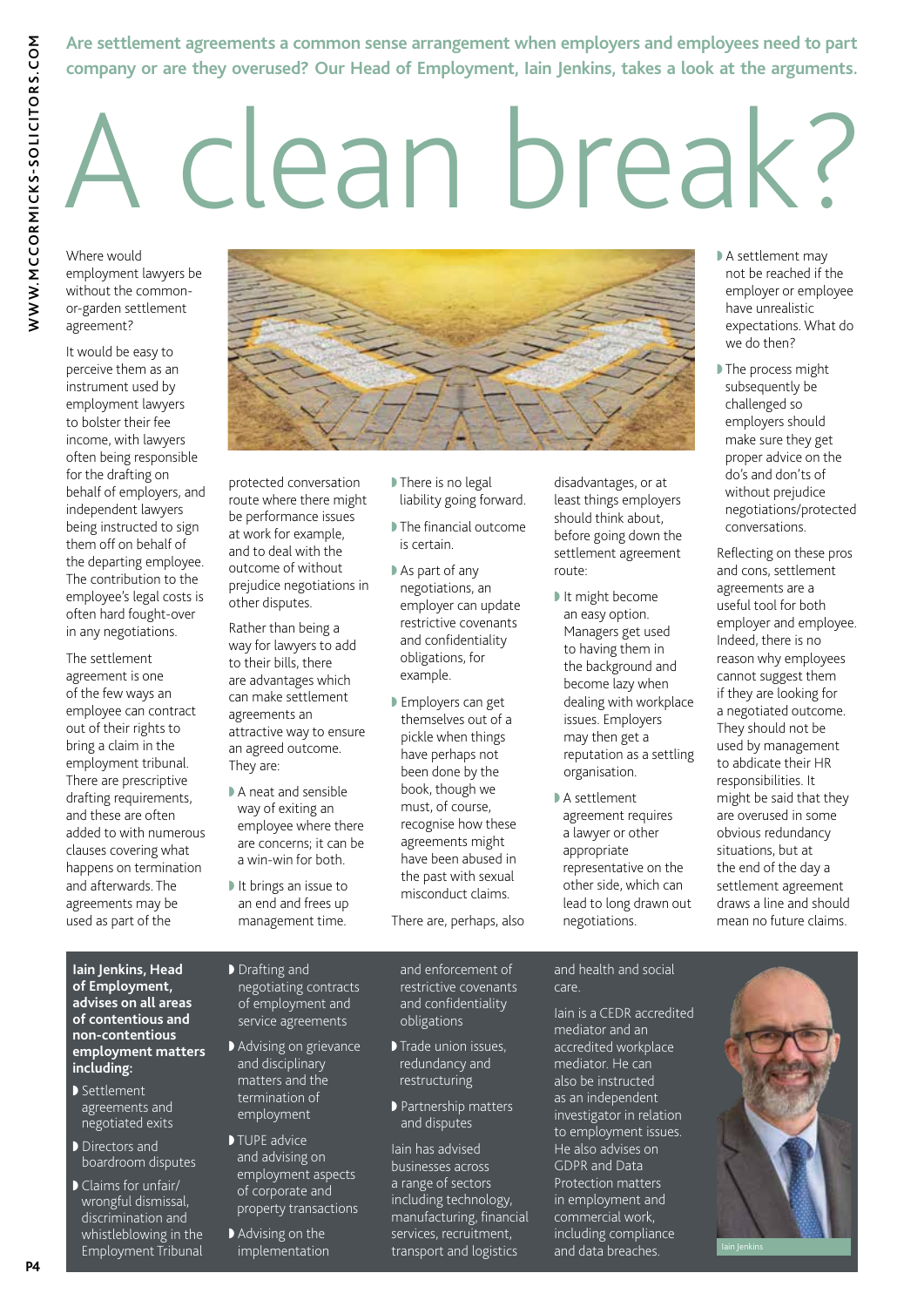Are settlement agreements a common sense arrangement when employers and employees need to part company or are they overused? Our Head of Employment, Iain Jenkins, takes a look at the arguments.

# A clean break?

Where would employment lawyers be without the common-or-garden settlement agreement?

It would be easy to perceive them as an instrument used by employment lawyers to bolster their fee income, with lawyers often being responsible for the drafting on behalf of employers, and independent lawyers being instructed to sign them off on behalf of the departing employee. The contribution to the employee's legal costs is often hard fought-over in any negotiations.

The settlement agreement is one of the few ways an employee can contract out of their rights to bring a claim in the employment tribunal. There are prescriptive drafting requirements, and these are often added to with numerous clauses covering what happens on termination and afterwards. The agreements may be used as part of the protected conversation route where there might be performance issues at work for example, and to deal with the outcome of without prejudice negotiations in other disputes.

Rather than being a way for lawyers to add to their bills, there are advantages which can make settlement agreements an attractive way to ensure an agreed outcome. They are:

- A neat and sensible way of exiting an employee where there are concerns; it can be a win-win for both.
- It brings an issue to an end and frees up management time.
- There is no legal liability going forward.
- The financial outcome is certain.
- As part of any negotiations, an employer can update restrictive covenants and confidentiality obligations, for example.
- Employers can get themselves out of a pickle when things have perhaps not been done by the book, though we must, of course, recognise how these agreements might have been abused in the past with sexual misconduct claims.

There are, perhaps, also disadvantages, or at least things employers should think about, before going down the settlement agreement route:

- It might become an easy option. Managers get used to having them in the background and become lazy when dealing with workplace issues. Employers may then get a reputation as a settling organisation.
- A settlement agreement requires a lawyer or other appropriate representative on the other side, which can lead to long drawn out negotiations.
- A settlement may not be reached if the employer or employee have unrealistic expectations. What do we do then?
- The process might subsequently be challenged so employers should make sure they get proper advice on the do's and don'ts of without prejudice negotiations/protected conversations.

Reflecting on these pros and cons, settlement agreements are a useful tool for both employer and employee. Indeed, there is no reason why employees cannot suggest them if they are looking for a negotiated outcome. They should not be used by management to abdicate their HR responsibilities. It might be said that they are overused in some obvious redundancy situations, but at the end of the day a settlement agreement draws a line and should mean no future claims.

**Iain Jenkins, Head of Employment, advises on all areas of contentious and non-contentious employment matters including:**

- Settlement agreements and negotiated exits
- Directors and boardroom disputes
- Claims for unfair/wrongful dismissal, discrimination and whistleblowing in the Employment Tribunal
- Drafting and negotiating contracts of employment and service agreements
- Advising on grievance and disciplinary matters and the termination of employment
- TUPE advice and advising on employment aspects of corporate and property transactions
- Advising on the implementation and enforcement of restrictive covenants and confidentiality obligations
- Trade union issues, redundancy and restructuring
- Partnership matters and disputes

Iain has advised businesses across a range of sectors including technology, manufacturing, financial services, recruitment, transport and logistics and health and social care.

Iain is a CEDR accredited mediator and an accredited workplace mediator. He can also be instructed as an independent investigator in relation to employment issues. He also advises on GDPR and Data Protection matters in employment and commercial work, including compliance and data breaches.

Iain Jenkins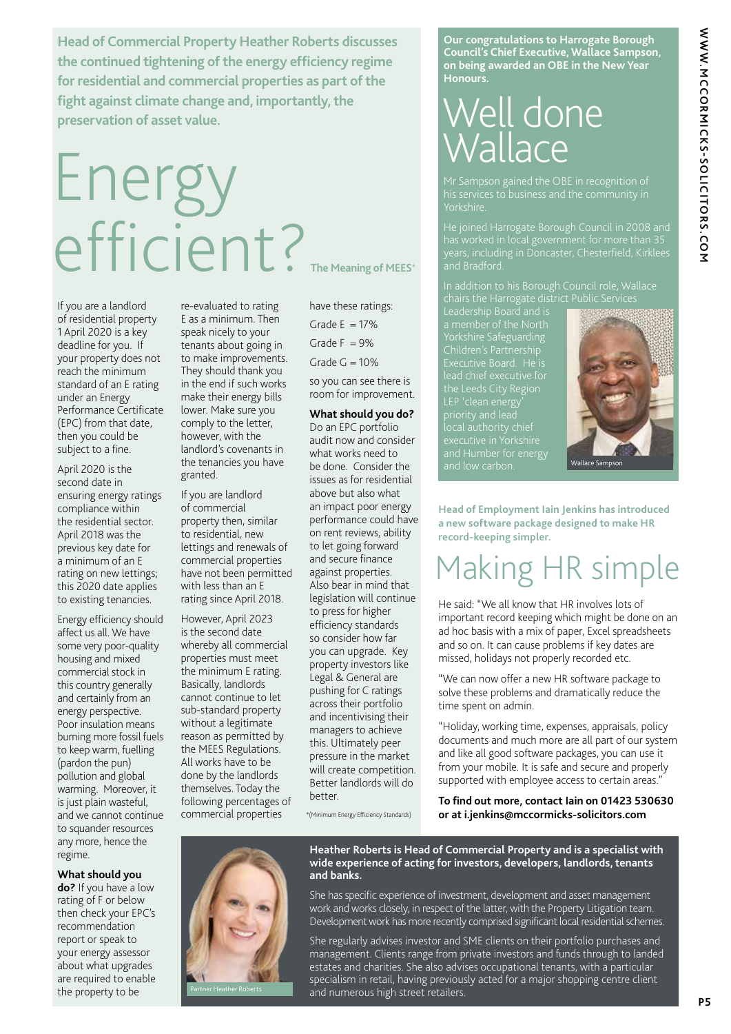**Head of Commercial Property Heather Roberts discusses the continued tightening of the energy efficiency regime for residential and commercial properties as part of the fight against climate change and, importantly, the preservation of asset value.**

# Energy efficient?

## The Meaning of MEES*

If you are a landlord of residential property 1 April 2020 is a key deadline for you. If your property does not reach the minimum standard of an E rating under an Energy Performance Certificate (EPC) from that date, then you could be subject to a fine.

April 2020 is the second date in ensuring energy ratings compliance within the residential sector. April 2018 was the previous key date for a minimum of an E rating on new lettings; this 2020 date applies to existing tenancies.

Energy efficiency should affect us all. We have some very poor-quality housing and mixed commercial stock in this country generally and certainly from an energy perspective. Poor insulation means burning more fossil fuels to keep warm, fuelling (pardon the pun) pollution and global warming. Moreover, it is just plain wasteful, and we cannot continue to squander resources any more, hence the regime.

**What should you do?** If you have a low rating of F or below then check your EPC's recommendation report or speak to your energy assessor about what upgrades are required to enable the property to be re-evaluated to rating E as a minimum. Then speak nicely to your tenants about going in to make improvements. They should thank you in the end if such works make their energy bills lower. Make sure you comply to the letter, however, with the landlord's covenants in the tenancies you have granted.

If you are landlord of commercial property then, similar to residential, new lettings and renewals of commercial properties have not been permitted with less than an E rating since April 2018.

However, April 2023 is the second date whereby all commercial properties must meet the minimum E rating. Basically, landlords cannot continue to let sub-standard property without a legitimate reason as permitted by the MEES Regulations. All works have to be done by the landlords themselves. Today the following percentages of commercial properties have these ratings:

Grade E = 17%

Grade F = 9%

Grade G = 10%

so you can see there is room for improvement.

**What should you do?** Do an EPC portfolio audit now and consider what works need to be done. Consider the issues as for residential above but also what an impact poor energy performance could have on rent reviews, ability to let going forward and secure finance against properties. Also bear in mind that legislation will continue to press for higher efficiency standards so consider how far you can upgrade. Key property investors like Legal & General are pushing for C ratings across their portfolio and incentivising their managers to achieve this. Ultimately peer pressure in the market will create competition. Better landlords will do better.

*(Minimum Energy Efficiency Standards)

**Heather Roberts is Head of Commercial Property and is a specialist with wide experience of acting for investors, developers, landlords, tenants and banks.**

She has specific experience of investment, development and asset management work and works closely, in respect of the latter, with the Property Litigation team. Development work has more recently comprised significant local residential schemes.

She regularly advises investor and SME clients on their portfolio purchases and management. Clients range from private investors and funds through to landed estates and charities. She also advises occupational tenants, with a particular specialism in retail, having previously acted for a major shopping centre client and numerous high street retailers.

Partner Heather Roberts

**Our congratulations to Harrogate Borough Council's Chief Executive, Wallace Sampson, on being awarded an OBE in the New Year Honours.**

# Well done Wallace

Mr Sampson gained the OBE in recognition of his services to business and the community in Yorkshire.

He joined Harrogate Borough Council in 2008 and has worked in local government for more than 35 years, including in Doncaster, Chesterfield, Kirklees and Bradford.

In addition to his Borough Council role, Wallace chairs the Harrogate district Public Services Leadership Board and is a member of the North Yorkshire Safeguarding Children's Partnership Executive Board. He is lead chief executive for the Leeds City Region LEP 'clean energy' priority and lead local authority chief executive in Yorkshire and Humber for energy and low carbon.

Wallace Sampson

**Head of Employment Iain Jenkins has introduced a new software package designed to make HR record-keeping simpler.**

# Making HR simple

He said: "We all know that HR involves lots of important record keeping which might be done on an ad hoc basis with a mix of paper, Excel spreadsheets and so on. It can cause problems if key dates are missed, holidays not properly recorded etc.

"We can now offer a new HR software package to solve these problems and dramatically reduce the time spent on admin.

"Holiday, working time, expenses, appraisals, policy documents and much more are all part of our system and like all good software packages, you can use it from your mobile. It is safe and secure and properly supported with employee access to certain areas."

**To find out more, contact Iain on 01423 530630 or at i.jenkins@mccormicks-solicitors.com**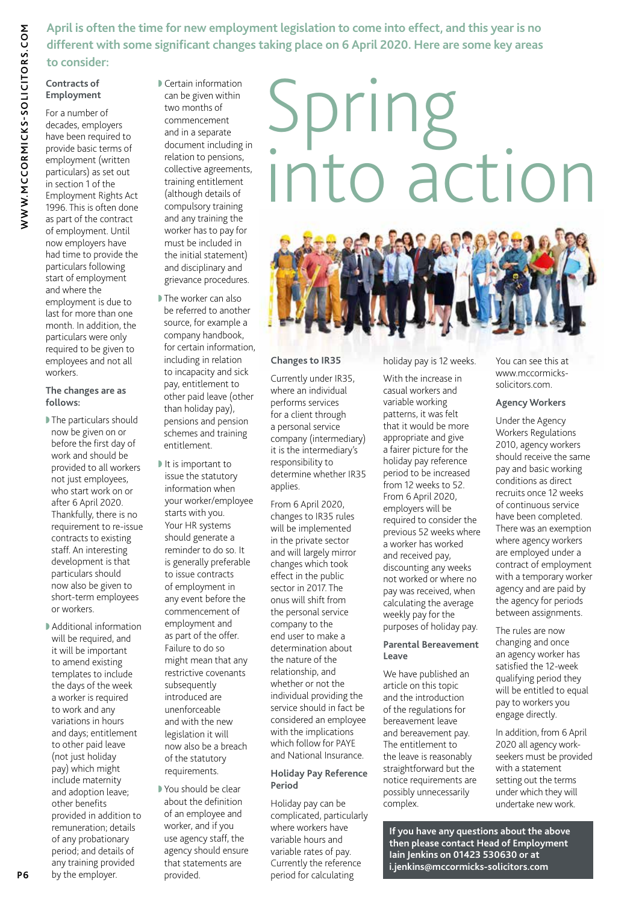# Spring into action

**April is often the time for new employment legislation to come into effect, and this year is no different with some significant changes taking place on 6 April 2020. Here are some key areas to consider:**

### Contracts of Employment

For a number of decades, employers have been required to provide basic terms of employment (written particulars) as set out in section 1 of the Employment Rights Act 1996. This is often done as part of the contract of employment. Until now employers have had time to provide the particulars following start of employment and where the employment is due to last for more than one month. In addition, the particulars were only required to be given to employees and not all workers.

### The changes are as follows:

- The particulars should now be given on or before the first day of work and should be provided to all workers not just employees, who start work on or after 6 April 2020. Thankfully, there is no requirement to re-issue contracts to existing staff. An interesting development is that particulars should now also be given to short-term employees or workers.
- Additional information will be required, and it will be important to amend existing templates to include the days of the week a worker is required to work and any variations in hours and days; entitlement to other paid leave (not just holiday pay) which might include maternity and adoption leave; other benefits provided in addition to remuneration; details of any probationary period; and details of any training provided by the employer.
- Certain information can be given within two months of commencement and in a separate document including in relation to pensions, collective agreements, training entitlement (although details of compulsory training and any training the worker has to pay for must be included in the initial statement) and disciplinary and grievance procedures.
- The worker can also be referred to another source, for example a company handbook, for certain information, including in relation to incapacity and sick pay, entitlement to other paid leave (other than holiday pay), pensions and pension schemes and training entitlement.
- It is important to issue the statutory information when your worker/employee starts with you. Your HR systems should generate a reminder to do so. It is generally preferable to issue contracts of employment in any event before the commencement of employment and as part of the offer. Failure to do so might mean that any restrictive covenants subsequently introduced are unenforceable and with the new legislation it will now also be a breach of the statutory requirements.
- You should be clear about the definition of an employee and worker, and if you use agency staff, the agency should ensure that statements are provided.

### Changes to IR35

Currently under IR35, where an individual performs services for a client through a personal service company (intermediary) it is the intermediary's responsibility to determine whether IR35 applies.

From 6 April 2020, changes to IR35 rules will be implemented in the private sector and will largely mirror changes which took effect in the public sector in 2017. The onus will shift from the personal service company to the end user to make a determination about the nature of the relationship, and whether or not the individual providing the service should in fact be considered an employee with the implications which follow for PAYE and National Insurance.

### Holiday Pay Reference Period

Holiday pay can be complicated, particularly where workers have variable hours and variable rates of pay. Currently the reference period for calculating holiday pay is 12 weeks.

With the increase in casual workers and variable working patterns, it was felt that it would be more appropriate and give a fairer picture for the holiday pay reference period to be increased from 12 weeks to 52. From 6 April 2020, employers will be required to consider the previous 52 weeks where a worker has worked and received pay, discounting any weeks not worked or where no pay was received, when calculating the average weekly pay for the purposes of holiday pay.

### Parental Bereavement Leave

We have published an article on this topic and the introduction of the regulations for bereavement leave and bereavement pay. The entitlement to the leave is reasonably straightforward but the notice requirements are possibly unnecessarily complex.

You can see this at www.mccormicks-solicitors.com.

### Agency Workers

Under the Agency Workers Regulations 2010, agency workers should receive the same pay and basic working conditions as direct recruits once 12 weeks of continuous service have been completed. There was an exemption where agency workers are employed under a contract of employment with a temporary worker agency and are paid by the agency for periods between assignments.

The rules are now changing and once an agency worker has satisfied the 12-week qualifying period they will be entitled to equal pay to workers you engage directly.

In addition, from 6 April 2020 all agency work-seekers must be provided with a statement setting out the terms under which they will undertake new work.

**If you have any questions about the above then please contact Head of Employment Iain Jenkins on 01423 530630 or at i.jenkins@mccormicks-solicitors.com**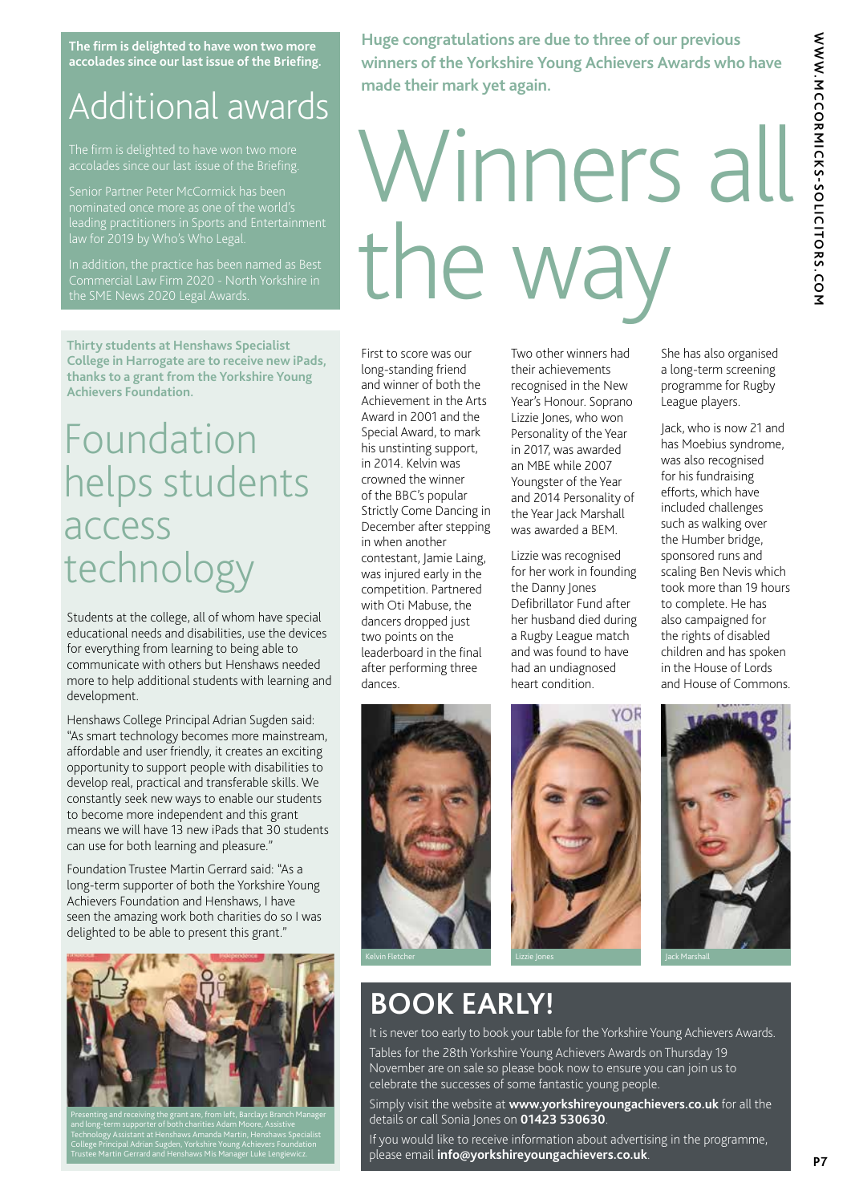The firm is delighted to have won two more accolades since our last issue of the Briefing.

## Additional awards

The firm is delighted to have won two more accolades since our last issue of the Briefing.

Senior Partner Peter McCormick has been nominated once more as one of the world's leading practitioners in Sports and Entertainment law for 2019 by Who's Who Legal.

In addition, the practice has been named as Best Commercial Law Firm 2020 - North Yorkshire in the SME News 2020 Legal Awards.

**Thirty students at Henshaws Specialist College in Harrogate are to receive new iPads, thanks to a grant from the Yorkshire Young Achievers Foundation.**

## Foundation helps students access technology

Students at the college, all of whom have special educational needs and disabilities, use the devices for everything from learning to being able to communicate with others but Henshaws needed more to help additional students with learning and development.

Henshaws College Principal Adrian Sugden said: "As smart technology becomes more mainstream, affordable and user friendly, it creates an exciting opportunity to support people with disabilities to develop real, practical and transferable skills. We constantly seek new ways to enable our students to become more independent and this grant means we will have 13 new iPads that 30 students can use for both learning and pleasure."

Foundation Trustee Martin Gerrard said: "As a long-term supporter of both the Yorkshire Young Achievers Foundation and Henshaws, I have seen the amazing work both charities do so I was delighted to be able to present this grant."

Presenting and receiving the grant are, from left, Barclays Branch Manager and long-term supporter of both charities Adam Moore, Assistive Technology Assistant at Henshaws Amanda Martin, Henshaws Specialist College Principal Adrian Sugden, Yorkshire Young Achievers Foundation Trustee Martin Gerrard and Henshaws Mis Manager Luke Lengiewicz.

**Huge congratulations are due to three of our previous winners of the Yorkshire Young Achievers Awards who have made their mark yet again.**

# Winners all the way

First to score was our long-standing friend and winner of both the Achievement in the Arts Award in 2001 and the Special Award, to mark his unstinting support, in 2014. Kelvin was crowned the winner of the BBC's popular Strictly Come Dancing in December after stepping in when another contestant, Jamie Laing, was injured early in the competition. Partnered with Oti Mabuse, the dancers dropped just two points on the leaderboard in the final after performing three dances.

Two other winners had their achievements recognised in the New Year's Honour. Soprano Lizzie Jones, who won Personality of the Year in 2017, was awarded an MBE while 2007 Youngster of the Year and 2014 Personality of the Year Jack Marshall was awarded a BEM.

Lizzie was recognised for her work in founding the Danny Jones Defibrillator Fund after her husband died during a Rugby League match and was found to have had an undiagnosed heart condition.

She has also organised a long-term screening programme for Rugby League players.

Jack, who is now 21 and has Moebius syndrome, was also recognised for his fundraising efforts, which have included challenges such as walking over the Humber bridge, sponsored runs and scaling Ben Nevis which took more than 19 hours to complete. He has also campaigned for the rights of disabled children and has spoken in the House of Lords and House of Commons.

Kelvin Fletcher

Lizzie Jones

Jack Marshall

## BOOK EARLY!

It is never too early to book your table for the Yorkshire Young Achievers Awards.

Tables for the 28th Yorkshire Young Achievers Awards on Thursday 19 November are on sale so please book now to ensure you can join us to celebrate the successes of some fantastic young people.

Simply visit the website at **www.yorkshireyoungachievers.co.uk** for all the details or call Sonia Jones on **01423 530630**.

If you would like to receive information about advertising in the programme, please email **info@yorkshireyoungachievers.co.uk**.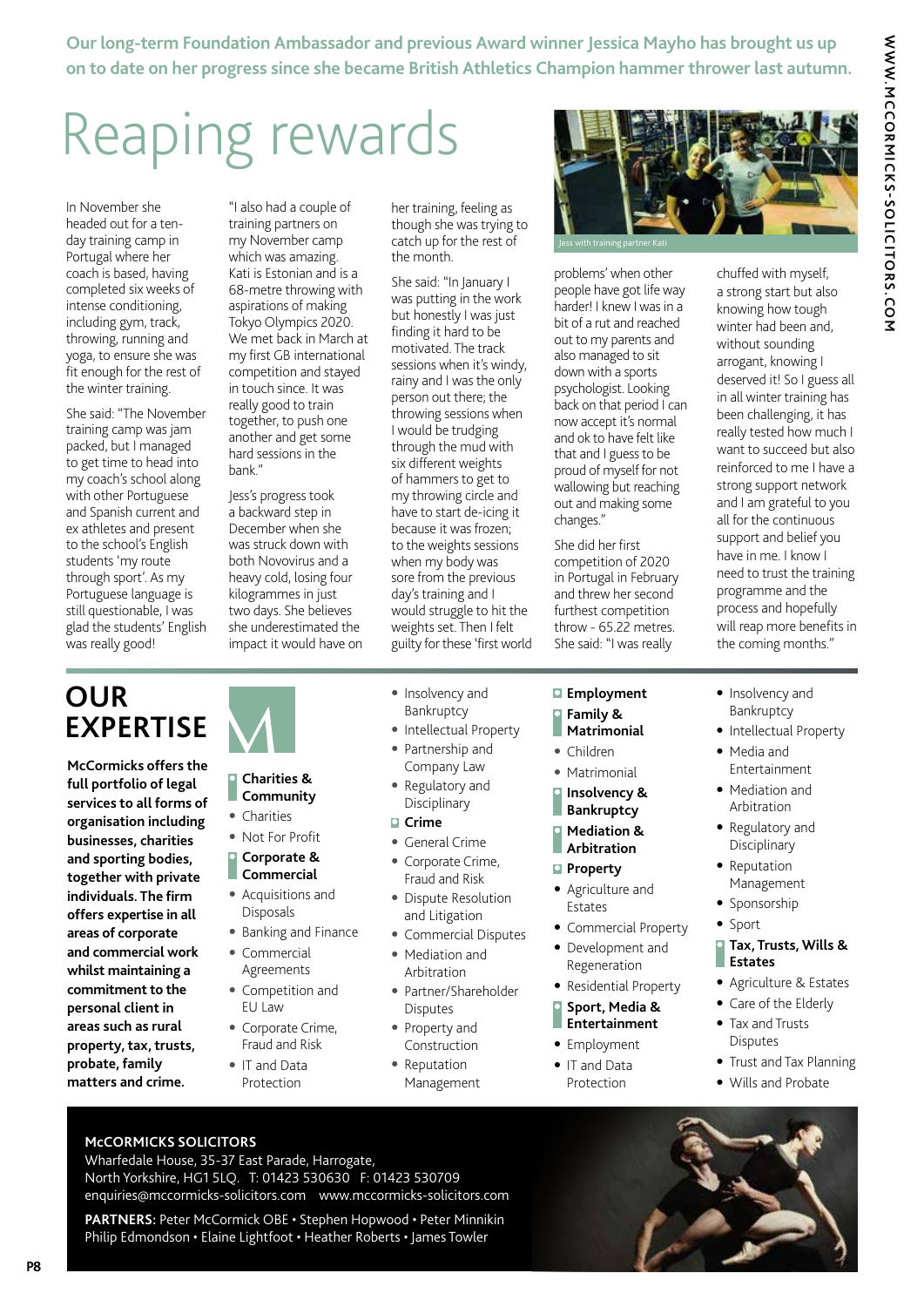Our long-term Foundation Ambassador and previous Award winner Jessica Mayho has brought us up on to date on her progress since she became British Athletics Champion hammer thrower last autumn.

# Reaping rewards

In November she headed out for a ten-day training camp in Portugal where her coach is based, having completed six weeks of intense conditioning, including gym, track, throwing, running and yoga, to ensure she was fit enough for the rest of the winter training.

She said: "The November training camp was jam packed, but I managed to get time to head into my coach's school along with other Portuguese and Spanish current and ex athletes and present to the school's English students 'my route through sport'. As my Portuguese language is still questionable, I was glad the students' English was really good!

"I also had a couple of training partners on my November camp which was amazing. Kati is Estonian and is a 68-metre throwing with aspirations of making Tokyo Olympics 2020. We met back in March at my first GB international competition and stayed in touch since. It was really good to train together, to push one another and get some hard sessions in the bank."

Jess's progress took a backward step in December when she was struck down with both Novovirus and a heavy cold, losing four kilogrammes in just two days. She believes she underestimated the impact it would have on her training, feeling as though she was trying to catch up for the rest of the month.

She said: "In January I was putting in the work but honestly I was just finding it hard to be motivated. The track sessions when it's windy, rainy and I was the only person out there; the throwing sessions when I would be trudging through the mud with six different weights of hammers to get to my throwing circle and have to start de-icing it because it was frozen; to the weights sessions when my body was sore from the previous day's training and I would struggle to hit the weights set. Then I felt guilty for these 'first world problems' when other people have got life way harder! I knew I was in a bit of a rut and reached out to my parents and also managed to sit down with a sports psychologist. Looking back on that period I can now accept it's normal and ok to have felt like that and I guess to be proud of myself for not wallowing but reaching out and making some changes."

Jess with training partner Kati

She did her first competition of 2020 in Portugal in February and threw her second furthest competition throw - 65.22 metres. She said: "I was really chuffed with myself, a strong start but also knowing how tough winter had been and, without sounding arrogant, knowing I deserved it! So I guess all in all winter training has been challenging, it has really tested how much I want to succeed but also reinforced to me I have a strong support network and I am grateful to you all for the continuous support and belief you have in me. I know I need to trust the training programme and the process and hopefully will reap more benefits in the coming months."

## OUR EXPERTISE

**McCormicks offers the full portfolio of legal services to all forms of organisation including businesses, charities and sporting bodies, together with private individuals. The firm offers expertise in all areas of corporate and commercial work whilst maintaining a commitment to the personal client in areas such as rural property, tax, trusts, probate, family matters and crime.**

**Charities & Community**
- Charities
- Not For Profit

**Corporate & Commercial**
- Acquisitions and Disposals
- Banking and Finance
- Commercial Agreements
- Competition and EU Law
- Corporate Crime, Fraud and Risk
- IT and Data Protection
- Insolvency and Bankruptcy
- Intellectual Property
- Partnership and Company Law
- Regulatory and Disciplinary

**Crime**
- General Crime
- Corporate Crime, Fraud and Risk
- Dispute Resolution and Litigation
- Commercial Disputes
- Mediation and Arbitration
- Partner/Shareholder Disputes
- Property and Construction
- Reputation Management

**Employment**

**Family & Matrimonial**
- Children
- Matrimonial

**Insolvency & Bankruptcy**

**Mediation & Arbitration**

**Property**
- Agriculture and Estates
- Commercial Property
- Development and Regeneration
- Residential Property

**Sport, Media & Entertainment**
- Employment
- IT and Data Protection
- Insolvency and Bankruptcy
- Intellectual Property
- Media and Entertainment
- Mediation and Arbitration
- Regulatory and Disciplinary
- Reputation Management
- Sponsorship
- Sport

**Tax, Trusts, Wills & Estates**
- Agriculture & Estates
- Care of the Elderly
- Tax and Trusts Disputes
- Trust and Tax Planning
- Wills and Probate

**McCORMICKS SOLICITORS**
Wharfedale House, 35-37 East Parade, Harrogate,
North Yorkshire, HG1 5LQ. T: 01423 530630 F: 01423 530709
enquiries@mccormicks-solicitors.com www.mccormicks-solicitors.com

**PARTNERS:** Peter McCormick OBE • Stephen Hopwood • Peter Minnikin
Philip Edmondson • Elaine Lightfoot • Heather Roberts • James Towler